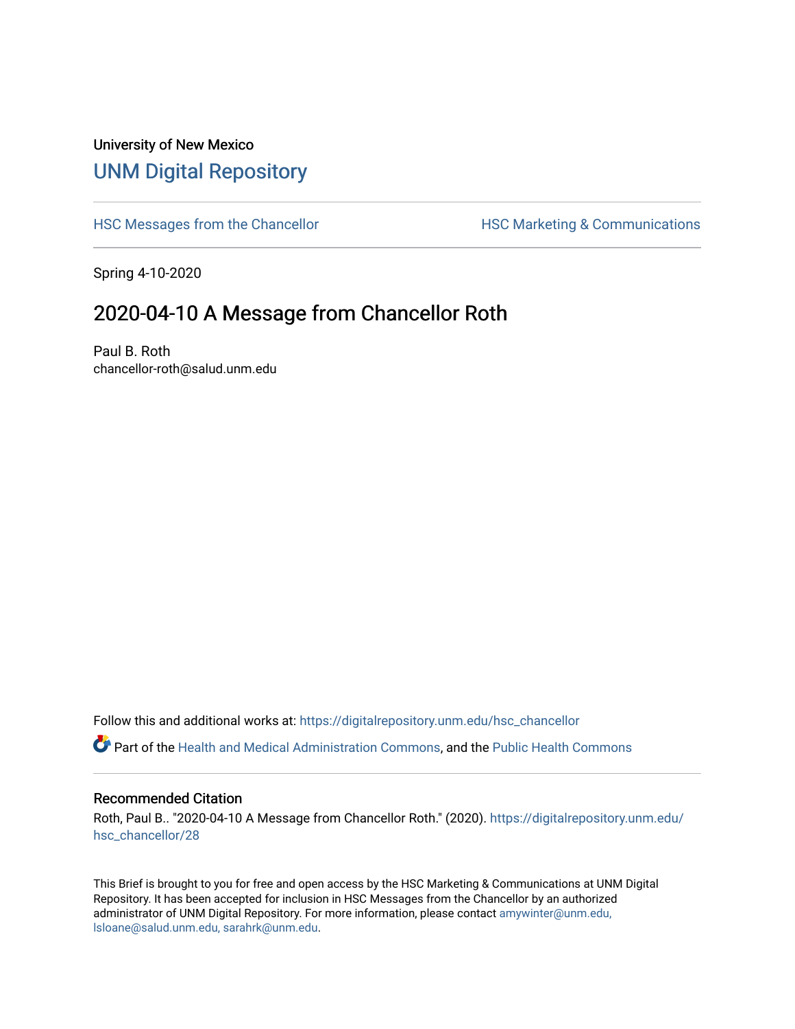University of New Mexico

## UNM Digital Repository

HSC Messages from the Chancellor | HSC Marketing & Communications

Spring 4-10-2020

# 2020-04-10 A Message from Chancellor Roth

Paul B. Roth
chancellor-roth@salud.unm.edu

Follow this and additional works at: https://digitalrepository.unm.edu/hsc_chancellor

Part of the Health and Medical Administration Commons, and the Public Health Commons

### Recommended Citation

Roth, Paul B.. "2020-04-10 A Message from Chancellor Roth." (2020). https://digitalrepository.unm.edu/hsc_chancellor/28

This Brief is brought to you for free and open access by the HSC Marketing & Communications at UNM Digital Repository. It has been accepted for inclusion in HSC Messages from the Chancellor by an authorized administrator of UNM Digital Repository. For more information, please contact amywinter@unm.edu, lsloane@salud.unm.edu, sarahrk@unm.edu.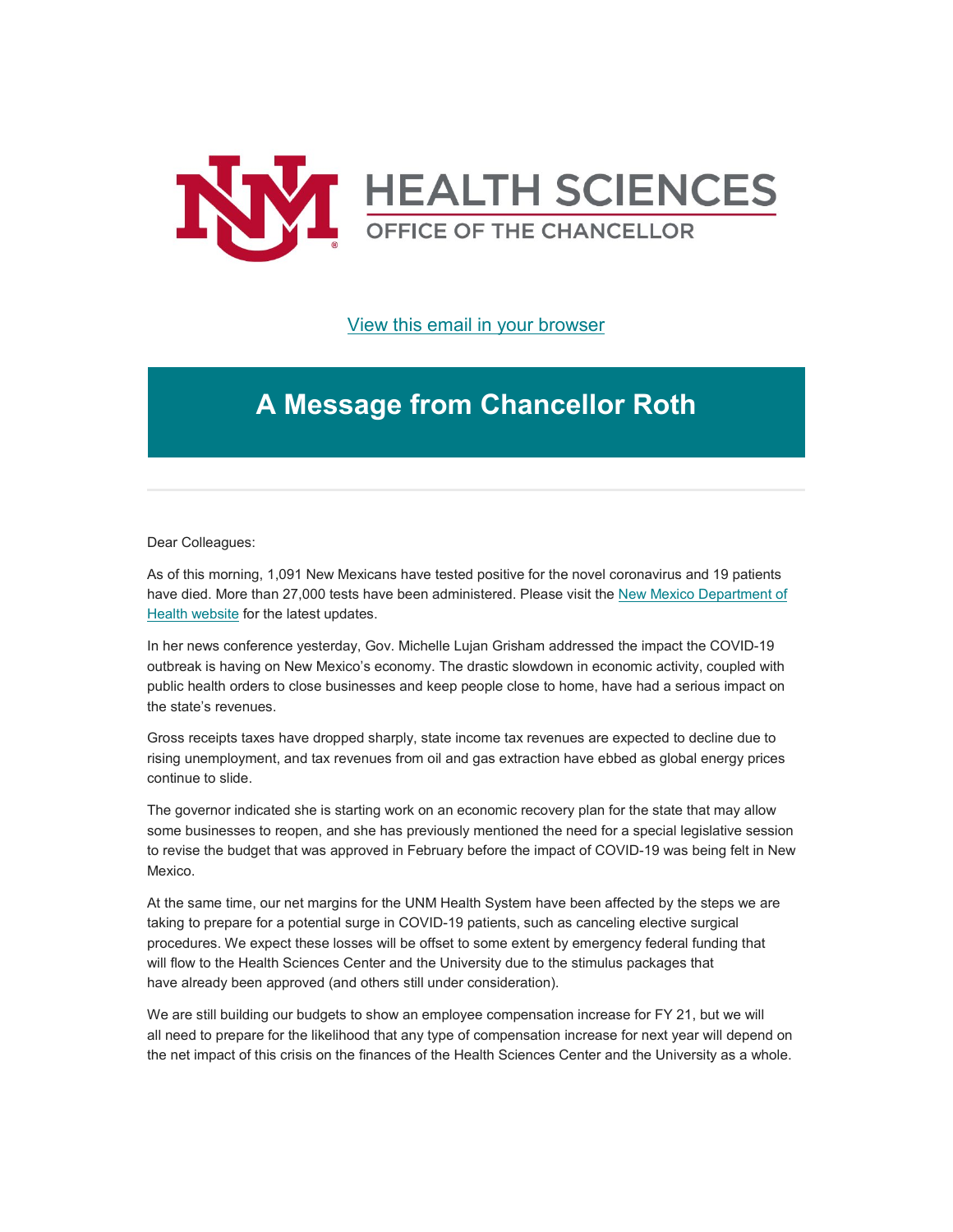# HEALTH SCIENCES
## OFFICE OF THE CHANCELLOR

[View this email in your browser]

# A Message from Chancellor Roth

Dear Colleagues:

As of this morning, 1,091 New Mexicans have tested positive for the novel coronavirus and 19 patients have died. More than 27,000 tests have been administered. Please visit the [New Mexico Department of Health website] for the latest updates.

In her news conference yesterday, Gov. Michelle Lujan Grisham addressed the impact the COVID-19 outbreak is having on New Mexico's economy. The drastic slowdown in economic activity, coupled with public health orders to close businesses and keep people close to home, have had a serious impact on the state's revenues.

Gross receipts taxes have dropped sharply, state income tax revenues are expected to decline due to rising unemployment, and tax revenues from oil and gas extraction have ebbed as global energy prices continue to slide.

The governor indicated she is starting work on an economic recovery plan for the state that may allow some businesses to reopen, and she has previously mentioned the need for a special legislative session to revise the budget that was approved in February before the impact of COVID-19 was being felt in New Mexico.

At the same time, our net margins for the UNM Health System have been affected by the steps we are taking to prepare for a potential surge in COVID-19 patients, such as canceling elective surgical procedures. We expect these losses will be offset to some extent by emergency federal funding that will flow to the Health Sciences Center and the University due to the stimulus packages that have already been approved (and others still under consideration).

We are still building our budgets to show an employee compensation increase for FY 21, but we will all need to prepare for the likelihood that any type of compensation increase for next year will depend on the net impact of this crisis on the finances of the Health Sciences Center and the University as a whole.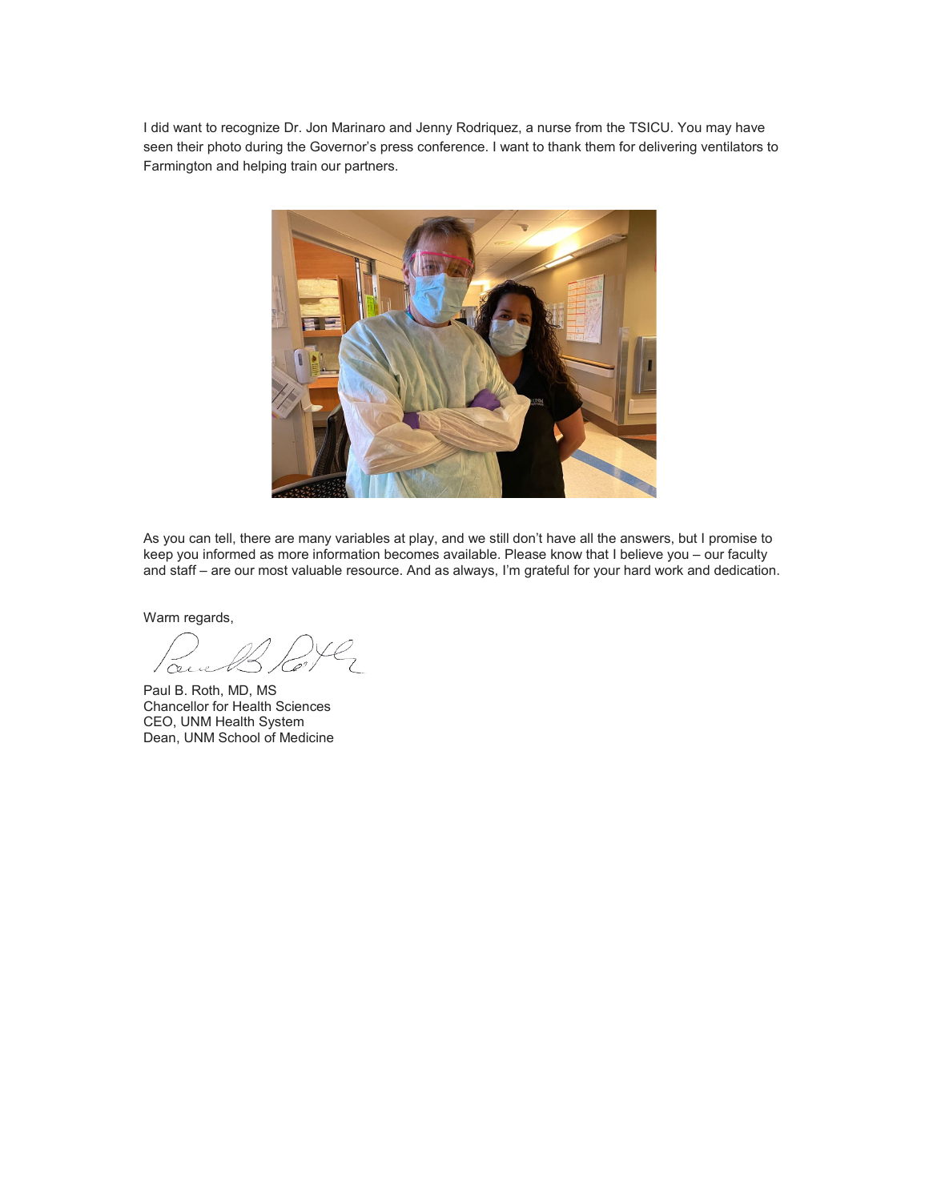I did want to recognize Dr. Jon Marinaro and Jenny Rodriquez, a nurse from the TSICU. You may have seen their photo during the Governor's press conference. I want to thank them for delivering ventilators to Farmington and helping train our partners.

As you can tell, there are many variables at play, and we still don't have all the answers, but I promise to keep you informed as more information becomes available. Please know that I believe you – our faculty and staff – are our most valuable resource. And as always, I'm grateful for your hard work and dedication.

Warm regards,

Paul B. Roth, MD, MS
Chancellor for Health Sciences
CEO, UNM Health System
Dean, UNM School of Medicine